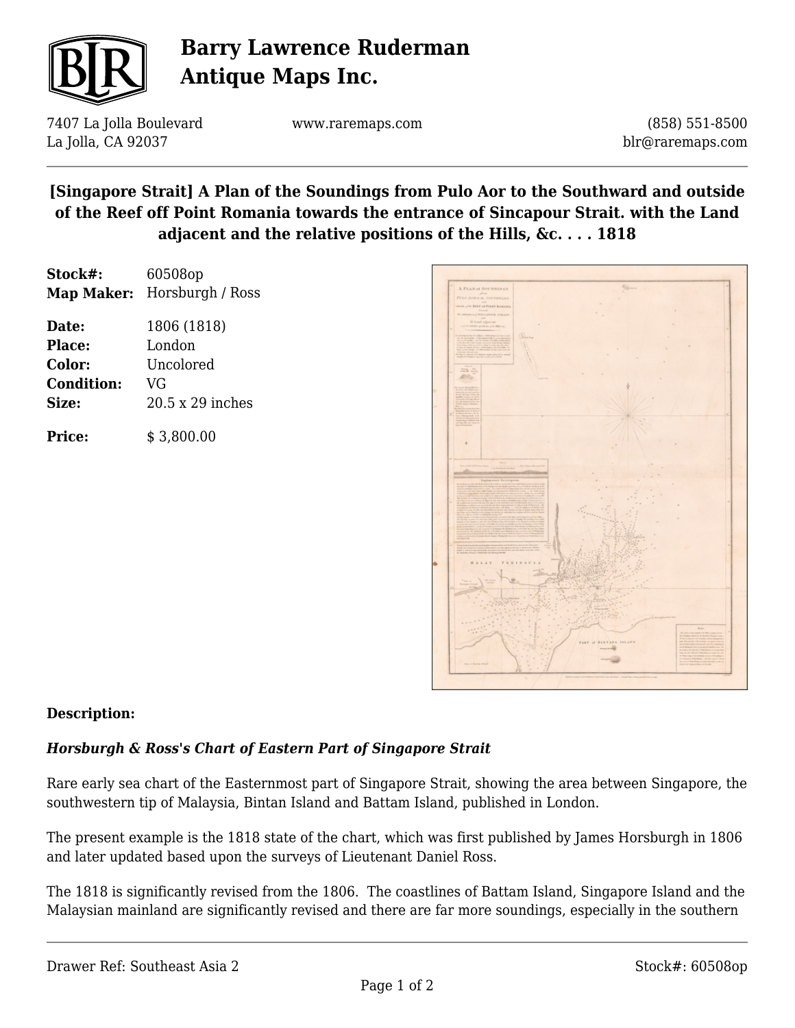# Barry Lawrence Ruderman Antique Maps Inc.

7407 La Jolla Boulevard
La Jolla, CA 92037

www.raremaps.com

(858) 551-8500
blr@raremaps.com

## [Singapore Strait] A Plan of the Soundings from Pulo Aor to the Southward and outside of the Reef off Point Romania towards the entrance of Sincapour Strait. with the Land adjacent and the relative positions of the Hills, &c. . . . 1818

**Stock#:** 60508op
**Map Maker:** Horsburgh / Ross

**Date:** 1806 (1818)
**Place:** London
**Color:** Uncolored
**Condition:** VG
**Size:** 20.5 x 29 inches

**Price:** $ 3,800.00

**Description:**

***Horsburgh & Ross's Chart of Eastern Part of Singapore Strait***

Rare early sea chart of the Easternmost part of Singapore Strait, showing the area between Singapore, the southwestern tip of Malaysia, Bintan Island and Battam Island, published in London.

The present example is the 1818 state of the chart, which was first published by James Horsburgh in 1806 and later updated based upon the surveys of Lieutenant Daniel Ross.

The 1818 is significantly revised from the 1806. The coastlines of Battam Island, Singapore Island and the Malaysian mainland are significantly revised and there are far more soundings, especially in the southern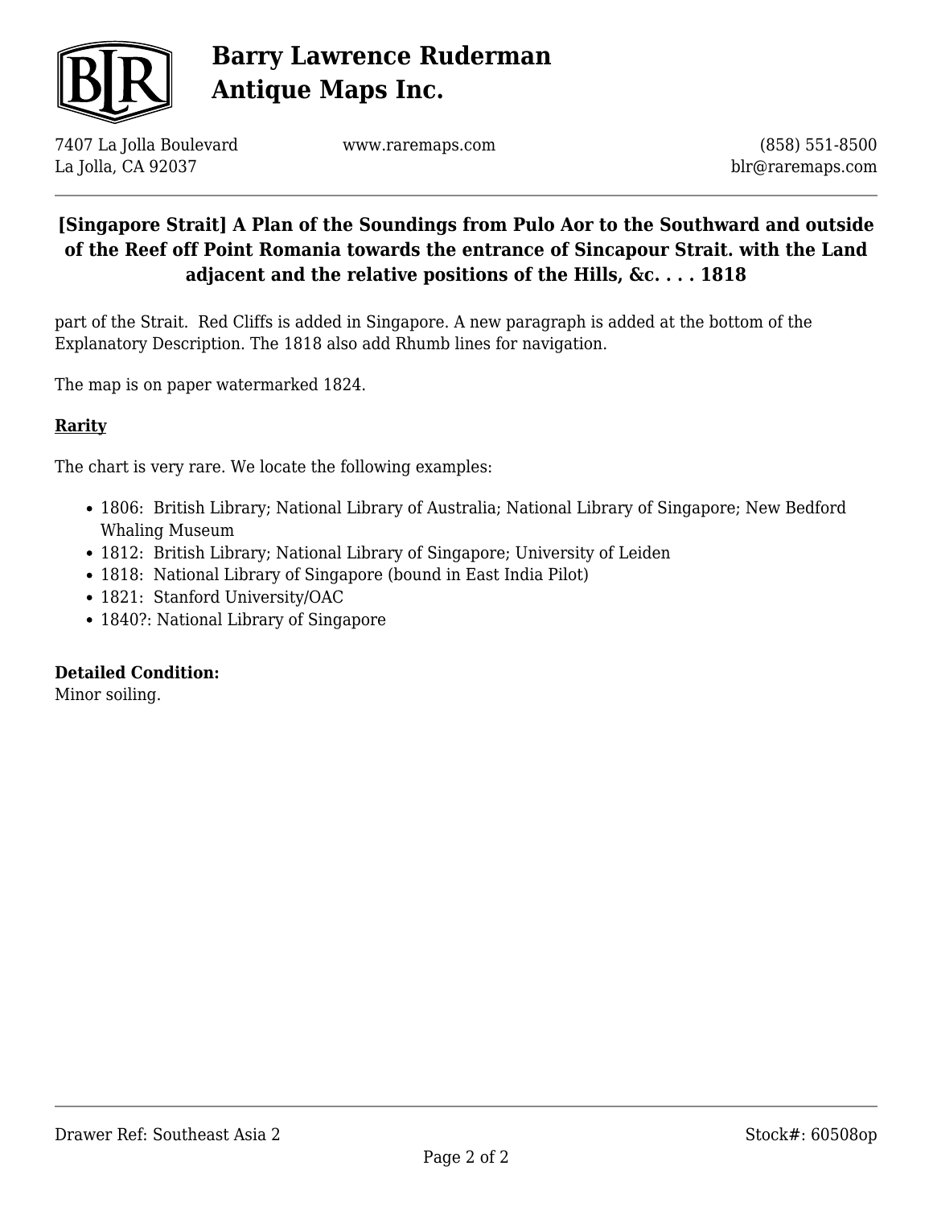# [Singapore Strait] A Plan of the Soundings from Pulo Aor to the Southward and outside of the Reef off Point Romania towards the entrance of Sincapour Strait. with the Land adjacent and the relative positions of the Hills, &c. . . . 1818

part of the Strait. Red Cliffs is added in Singapore. A new paragraph is added at the bottom of the Explanatory Description. The 1818 also add Rhumb lines for navigation.

The map is on paper watermarked 1824.

## Rarity

The chart is very rare. We locate the following examples:

- 1806: British Library; National Library of Australia; National Library of Singapore; New Bedford Whaling Museum
- 1812: British Library; National Library of Singapore; University of Leiden
- 1818: National Library of Singapore (bound in East India Pilot)
- 1821: Stanford University/OAC
- 1840?: National Library of Singapore

**Detailed Condition:**
Minor soiling.